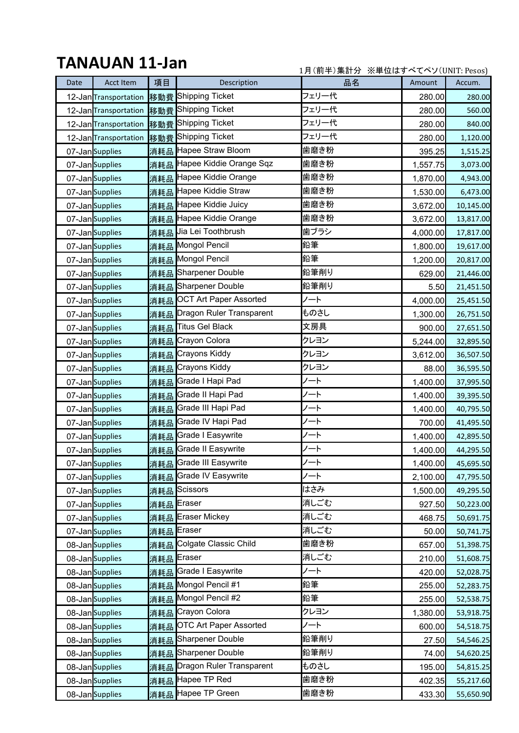# TANAUAN 11-Jan

1月（前半）集計分　※単位はすべてペソ（UNIT: Pesos）

| Date | Acct Item | 項目 | Description | 品名 | Amount | Accum. |
|---|---|---|---|---|---|---|
| 12-Jan | Transportation | 移動費 | Shipping Ticket | フェリー代 | 280.00 | 280.00 |
| 12-Jan | Transportation | 移動費 | Shipping Ticket | フェリー代 | 280.00 | 560.00 |
| 12-Jan | Transportation | 移動費 | Shipping Ticket | フェリー代 | 280.00 | 840.00 |
| 12-Jan | Transportation | 移動費 | Shipping Ticket | フェリー代 | 280.00 | 1,120.00 |
| 07-Jan | Supplies | 消耗品 | Hapee Straw Bloom | 歯磨き粉 | 395.25 | 1,515.25 |
| 07-Jan | Supplies | 消耗品 | Hapee Kiddie Orange Sqz | 歯磨き粉 | 1,557.75 | 3,073.00 |
| 07-Jan | Supplies | 消耗品 | Hapee Kiddie Orange | 歯磨き粉 | 1,870.00 | 4,943.00 |
| 07-Jan | Supplies | 消耗品 | Hapee Kiddie Straw | 歯磨き粉 | 1,530.00 | 6,473.00 |
| 07-Jan | Supplies | 消耗品 | Hapee Kiddie Juicy | 歯磨き粉 | 3,672.00 | 10,145.00 |
| 07-Jan | Supplies | 消耗品 | Hapee Kiddie Orange | 歯磨き粉 | 3,672.00 | 13,817.00 |
| 07-Jan | Supplies | 消耗品 | Jia Lei Toothbrush | 歯ブラシ | 4,000.00 | 17,817.00 |
| 07-Jan | Supplies | 消耗品 | Mongol Pencil | 鉛筆 | 1,800.00 | 19,617.00 |
| 07-Jan | Supplies | 消耗品 | Mongol Pencil | 鉛筆 | 1,200.00 | 20,817.00 |
| 07-Jan | Supplies | 消耗品 | Sharpener Double | 鉛筆削り | 629.00 | 21,446.00 |
| 07-Jan | Supplies | 消耗品 | Sharpener Double | 鉛筆削り | 5.50 | 21,451.50 |
| 07-Jan | Supplies | 消耗品 | OCT Art Paper Assorted | ノート | 4,000.00 | 25,451.50 |
| 07-Jan | Supplies | 消耗品 | Dragon Ruler Transparent | ものさし | 1,300.00 | 26,751.50 |
| 07-Jan | Supplies | 消耗品 | Titus Gel Black | 文房具 | 900.00 | 27,651.50 |
| 07-Jan | Supplies | 消耗品 | Crayon Colora | クレヨン | 5,244.00 | 32,895.50 |
| 07-Jan | Supplies | 消耗品 | Crayons Kiddy | クレヨン | 3,612.00 | 36,507.50 |
| 07-Jan | Supplies | 消耗品 | Crayons Kiddy | クレヨン | 88.00 | 36,595.50 |
| 07-Jan | Supplies | 消耗品 | Grade I Hapi Pad | ノート | 1,400.00 | 37,995.50 |
| 07-Jan | Supplies | 消耗品 | Grade II Hapi Pad | ノート | 1,400.00 | 39,395.50 |
| 07-Jan | Supplies | 消耗品 | Grade III Hapi Pad | ノート | 1,400.00 | 40,795.50 |
| 07-Jan | Supplies | 消耗品 | Grade IV Hapi Pad | ノート | 700.00 | 41,495.50 |
| 07-Jan | Supplies | 消耗品 | Grade I Easywrite | ノート | 1,400.00 | 42,895.50 |
| 07-Jan | Supplies | 消耗品 | Grade II Easywrite | ノート | 1,400.00 | 44,295.50 |
| 07-Jan | Supplies | 消耗品 | Grade III Easywrite | ノート | 1,400.00 | 45,695.50 |
| 07-Jan | Supplies | 消耗品 | Grade IV Easywrite | ノート | 2,100.00 | 47,795.50 |
| 07-Jan | Supplies | 消耗品 | Scissors | はさみ | 1,500.00 | 49,295.50 |
| 07-Jan | Supplies | 消耗品 | Eraser | 消しごむ | 927.50 | 50,223.00 |
| 07-Jan | Supplies | 消耗品 | Eraser Mickey | 消しごむ | 468.75 | 50,691.75 |
| 07-Jan | Supplies | 消耗品 | Eraser | 消しごむ | 50.00 | 50,741.75 |
| 08-Jan | Supplies | 消耗品 | Colgate Classic Child | 歯磨き粉 | 657.00 | 51,398.75 |
| 08-Jan | Supplies | 消耗品 | Eraser | 消しごむ | 210.00 | 51,608.75 |
| 08-Jan | Supplies | 消耗品 | Grade I Easywrite | ノート | 420.00 | 52,028.75 |
| 08-Jan | Supplies | 消耗品 | Mongol Pencil #1 | 鉛筆 | 255.00 | 52,283.75 |
| 08-Jan | Supplies | 消耗品 | Mongol Pencil #2 | 鉛筆 | 255.00 | 52,538.75 |
| 08-Jan | Supplies | 消耗品 | Crayon Colora | クレヨン | 1,380.00 | 53,918.75 |
| 08-Jan | Supplies | 消耗品 | OTC Art Paper Assorted | ノート | 600.00 | 54,518.75 |
| 08-Jan | Supplies | 消耗品 | Sharpener Double | 鉛筆削り | 27.50 | 54,546.25 |
| 08-Jan | Supplies | 消耗品 | Sharpener Double | 鉛筆削り | 74.00 | 54,620.25 |
| 08-Jan | Supplies | 消耗品 | Dragon Ruler Transparent | ものさし | 195.00 | 54,815.25 |
| 08-Jan | Supplies | 消耗品 | Hapee TP Red | 歯磨き粉 | 402.35 | 55,217.60 |
| 08-Jan | Supplies | 消耗品 | Hapee TP Green | 歯磨き粉 | 433.30 | 55,650.90 |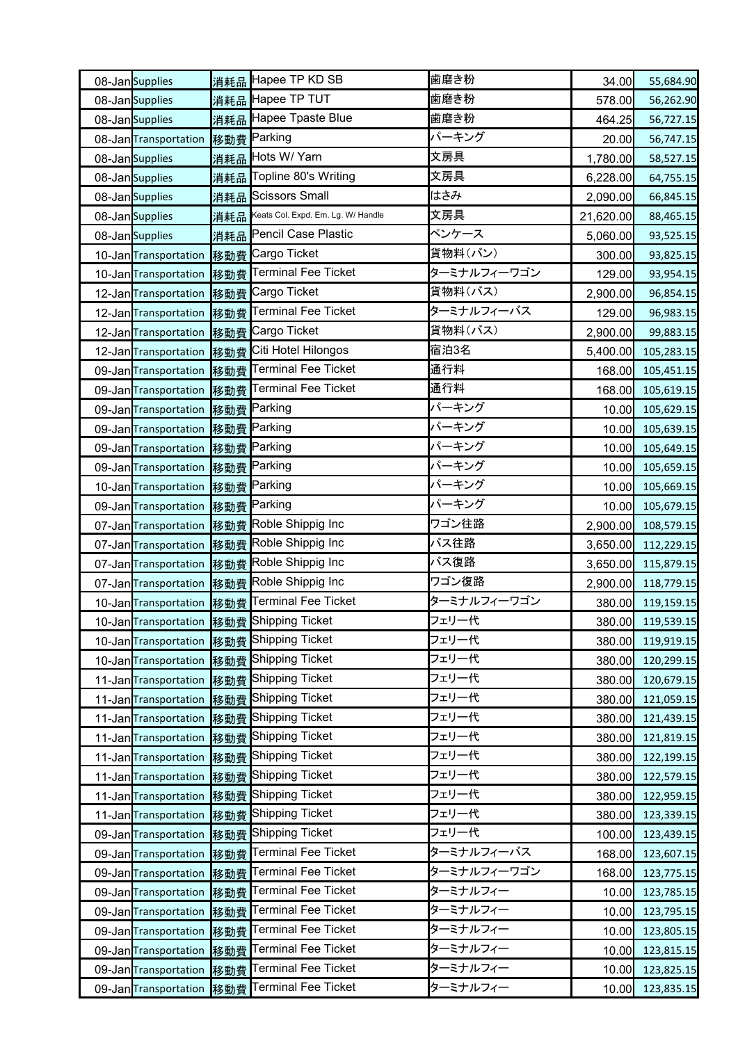| | | | | | | |
|---|---|---|---|---|---|---|
| 08-Jan | Supplies | 消耗品 | Hapee TP KD SB | 歯磨き粉 | 34.00 | 55,684.90 |
| 08-Jan | Supplies | 消耗品 | Hapee TP TUT | 歯磨き粉 | 578.00 | 56,262.90 |
| 08-Jan | Supplies | 消耗品 | Hapee Tpaste Blue | 歯磨き粉 | 464.25 | 56,727.15 |
| 08-Jan | Transportation | 移動費 | Parking | パーキング | 20.00 | 56,747.15 |
| 08-Jan | Supplies | 消耗品 | Hots W/ Yarn | 文房具 | 1,780.00 | 58,527.15 |
| 08-Jan | Supplies | 消耗品 | Topline 80's Writing | 文房具 | 6,228.00 | 64,755.15 |
| 08-Jan | Supplies | 消耗品 | Scissors Small | はさみ | 2,090.00 | 66,845.15 |
| 08-Jan | Supplies | 消耗品 | Keats Col. Expd. Em. Lg. W/ Handle | 文房具 | 21,620.00 | 88,465.15 |
| 08-Jan | Supplies | 消耗品 | Pencil Case Plastic | ペンケース | 5,060.00 | 93,525.15 |
| 10-Jan | Transportation | 移動費 | Cargo Ticket | 貨物料(バン) | 300.00 | 93,825.15 |
| 10-Jan | Transportation | 移動費 | Terminal Fee Ticket | ターミナルフィーワゴン | 129.00 | 93,954.15 |
| 12-Jan | Transportation | 移動費 | Cargo Ticket | 貨物料(バス) | 2,900.00 | 96,854.15 |
| 12-Jan | Transportation | 移動費 | Terminal Fee Ticket | ターミナルフィーバス | 129.00 | 96,983.15 |
| 12-Jan | Transportation | 移動費 | Cargo Ticket | 貨物料(バス) | 2,900.00 | 99,883.15 |
| 12-Jan | Transportation | 移動費 | Citi Hotel Hilongos | 宿泊3名 | 5,400.00 | 105,283.15 |
| 09-Jan | Transportation | 移動費 | Terminal Fee Ticket | 通行料 | 168.00 | 105,451.15 |
| 09-Jan | Transportation | 移動費 | Terminal Fee Ticket | 通行料 | 168.00 | 105,619.15 |
| 09-Jan | Transportation | 移動費 | Parking | パーキング | 10.00 | 105,629.15 |
| 09-Jan | Transportation | 移動費 | Parking | パーキング | 10.00 | 105,639.15 |
| 09-Jan | Transportation | 移動費 | Parking | パーキング | 10.00 | 105,649.15 |
| 09-Jan | Transportation | 移動費 | Parking | パーキング | 10.00 | 105,659.15 |
| 10-Jan | Transportation | 移動費 | Parking | パーキング | 10.00 | 105,669.15 |
| 09-Jan | Transportation | 移動費 | Parking | パーキング | 10.00 | 105,679.15 |
| 07-Jan | Transportation | 移動費 | Roble Shippig Inc | ワゴン往路 | 2,900.00 | 108,579.15 |
| 07-Jan | Transportation | 移動費 | Roble Shippig Inc | バス往路 | 3,650.00 | 112,229.15 |
| 07-Jan | Transportation | 移動費 | Roble Shippig Inc | バス復路 | 3,650.00 | 115,879.15 |
| 07-Jan | Transportation | 移動費 | Roble Shippig Inc | ワゴン復路 | 2,900.00 | 118,779.15 |
| 10-Jan | Transportation | 移動費 | Terminal Fee Ticket | ターミナルフィーワゴン | 380.00 | 119,159.15 |
| 10-Jan | Transportation | 移動費 | Shipping Ticket | フェリー代 | 380.00 | 119,539.15 |
| 10-Jan | Transportation | 移動費 | Shipping Ticket | フェリー代 | 380.00 | 119,919.15 |
| 10-Jan | Transportation | 移動費 | Shipping Ticket | フェリー代 | 380.00 | 120,299.15 |
| 11-Jan | Transportation | 移動費 | Shipping Ticket | フェリー代 | 380.00 | 120,679.15 |
| 11-Jan | Transportation | 移動費 | Shipping Ticket | フェリー代 | 380.00 | 121,059.15 |
| 11-Jan | Transportation | 移動費 | Shipping Ticket | フェリー代 | 380.00 | 121,439.15 |
| 11-Jan | Transportation | 移動費 | Shipping Ticket | フェリー代 | 380.00 | 121,819.15 |
| 11-Jan | Transportation | 移動費 | Shipping Ticket | フェリー代 | 380.00 | 122,199.15 |
| 11-Jan | Transportation | 移動費 | Shipping Ticket | フェリー代 | 380.00 | 122,579.15 |
| 11-Jan | Transportation | 移動費 | Shipping Ticket | フェリー代 | 380.00 | 122,959.15 |
| 11-Jan | Transportation | 移動費 | Shipping Ticket | フェリー代 | 380.00 | 123,339.15 |
| 09-Jan | Transportation | 移動費 | Shipping Ticket | フェリー代 | 100.00 | 123,439.15 |
| 09-Jan | Transportation | 移動費 | Terminal Fee Ticket | ターミナルフィーバス | 168.00 | 123,607.15 |
| 09-Jan | Transportation | 移動費 | Terminal Fee Ticket | ターミナルフィーワゴン | 168.00 | 123,775.15 |
| 09-Jan | Transportation | 移動費 | Terminal Fee Ticket | ターミナルフィー | 10.00 | 123,785.15 |
| 09-Jan | Transportation | 移動費 | Terminal Fee Ticket | ターミナルフィー | 10.00 | 123,795.15 |
| 09-Jan | Transportation | 移動費 | Terminal Fee Ticket | ターミナルフィー | 10.00 | 123,805.15 |
| 09-Jan | Transportation | 移動費 | Terminal Fee Ticket | ターミナルフィー | 10.00 | 123,815.15 |
| 09-Jan | Transportation | 移動費 | Terminal Fee Ticket | ターミナルフィー | 10.00 | 123,825.15 |
| 09-Jan | Transportation | 移動費 | Terminal Fee Ticket | ターミナルフィー | 10.00 | 123,835.15 |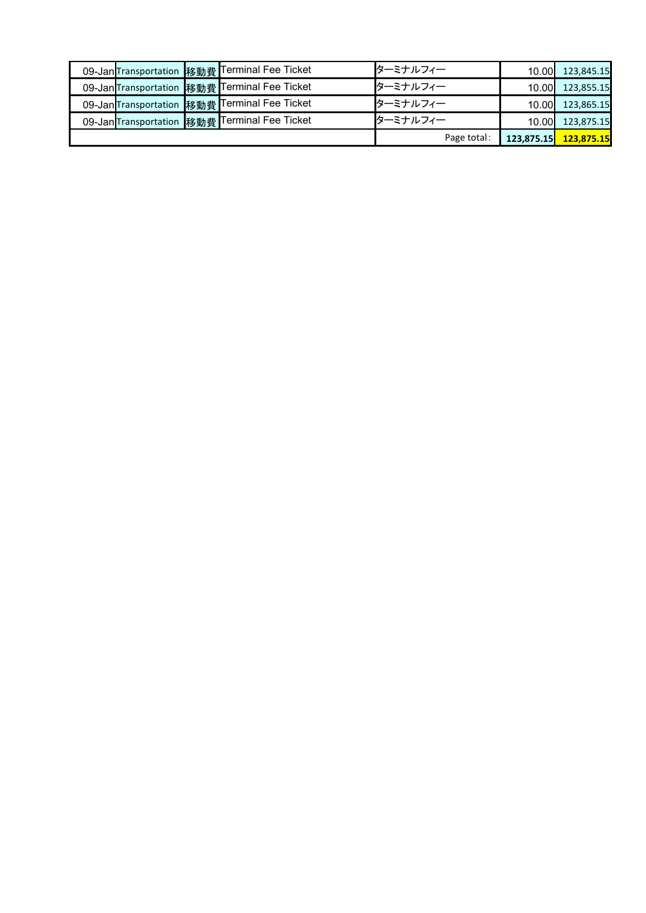| | | | | | | |
|---|---|---|---|---|---|---|
| 09-Jan | Transportation | 移動費 | Terminal Fee Ticket | ターミナルフィー | 10.00 | 123,845.15 |
| 09-Jan | Transportation | 移動費 | Terminal Fee Ticket | ターミナルフィー | 10.00 | 123,855.15 |
| 09-Jan | Transportation | 移動費 | Terminal Fee Ticket | ターミナルフィー | 10.00 | 123,865.15 |
| 09-Jan | Transportation | 移動費 | Terminal Fee Ticket | ターミナルフィー | 10.00 | 123,875.15 |
| | | | | Page total : | **123,875.15** | **123,875.15** |